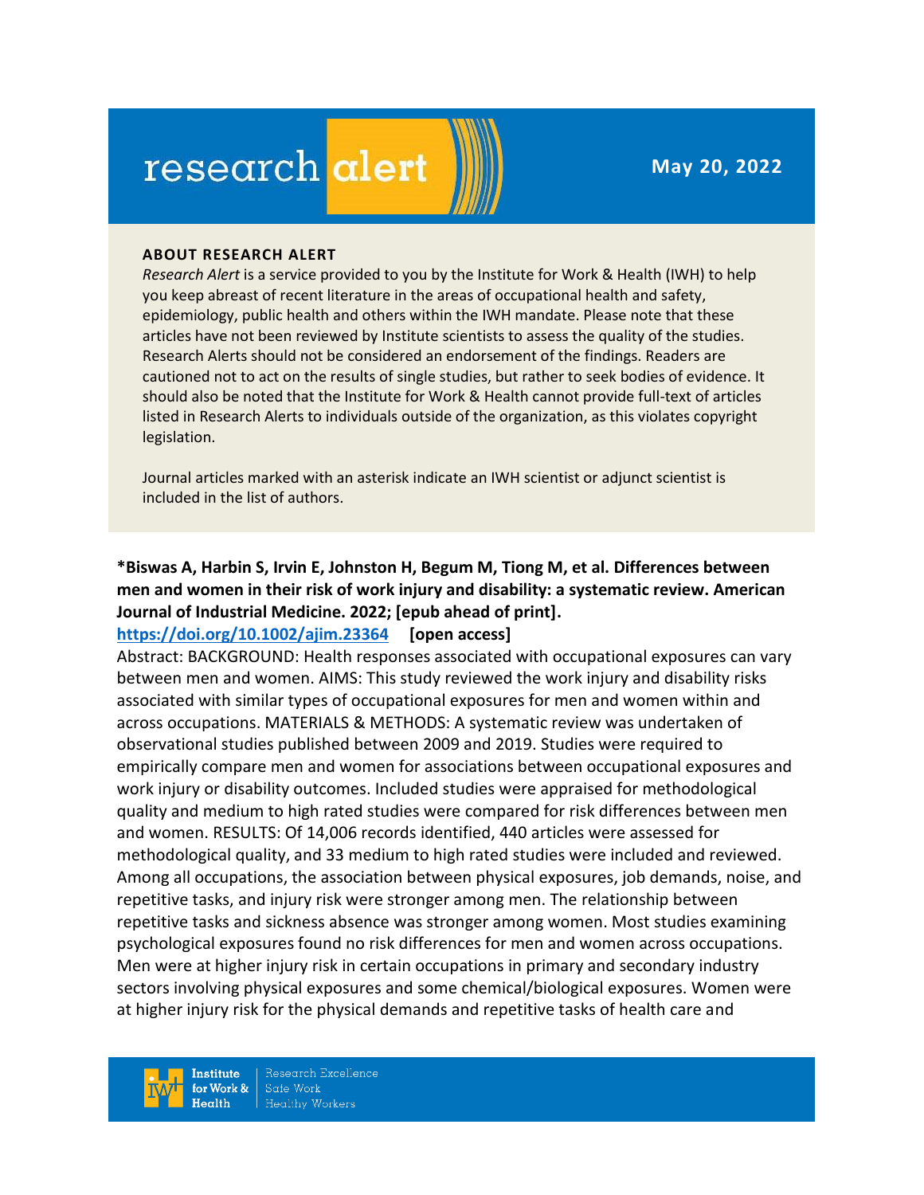# research alert

May 20, 2022

### ABOUT RESEARCH ALERT

*Research Alert* is a service provided to you by the Institute for Work & Health (IWH) to help you keep abreast of recent literature in the areas of occupational health and safety, epidemiology, public health and others within the IWH mandate. Please note that these articles have not been reviewed by Institute scientists to assess the quality of the studies. Research Alerts should not be considered an endorsement of the findings. Readers are cautioned not to act on the results of single studies, but rather to seek bodies of evidence. It should also be noted that the Institute for Work & Health cannot provide full-text of articles listed in Research Alerts to individuals outside of the organization, as this violates copyright legislation.

Journal articles marked with an asterisk indicate an IWH scientist or adjunct scientist is included in the list of authors.

**\*Biswas A, Harbin S, Irvin E, Johnston H, Begum M, Tiong M, et al. Differences between men and women in their risk of work injury and disability: a systematic review. American Journal of Industrial Medicine. 2022; [epub ahead of print].**
**https://doi.org/10.1002/ajim.23364 [open access]**

Abstract: BACKGROUND: Health responses associated with occupational exposures can vary between men and women. AIMS: This study reviewed the work injury and disability risks associated with similar types of occupational exposures for men and women within and across occupations. MATERIALS & METHODS: A systematic review was undertaken of observational studies published between 2009 and 2019. Studies were required to empirically compare men and women for associations between occupational exposures and work injury or disability outcomes. Included studies were appraised for methodological quality and medium to high rated studies were compared for risk differences between men and women. RESULTS: Of 14,006 records identified, 440 articles were assessed for methodological quality, and 33 medium to high rated studies were included and reviewed. Among all occupations, the association between physical exposures, job demands, noise, and repetitive tasks, and injury risk were stronger among men. The relationship between repetitive tasks and sickness absence was stronger among women. Most studies examining psychological exposures found no risk differences for men and women across occupations. Men were at higher injury risk in certain occupations in primary and secondary industry sectors involving physical exposures and some chemical/biological exposures. Women were at higher injury risk for the physical demands and repetitive tasks of health care and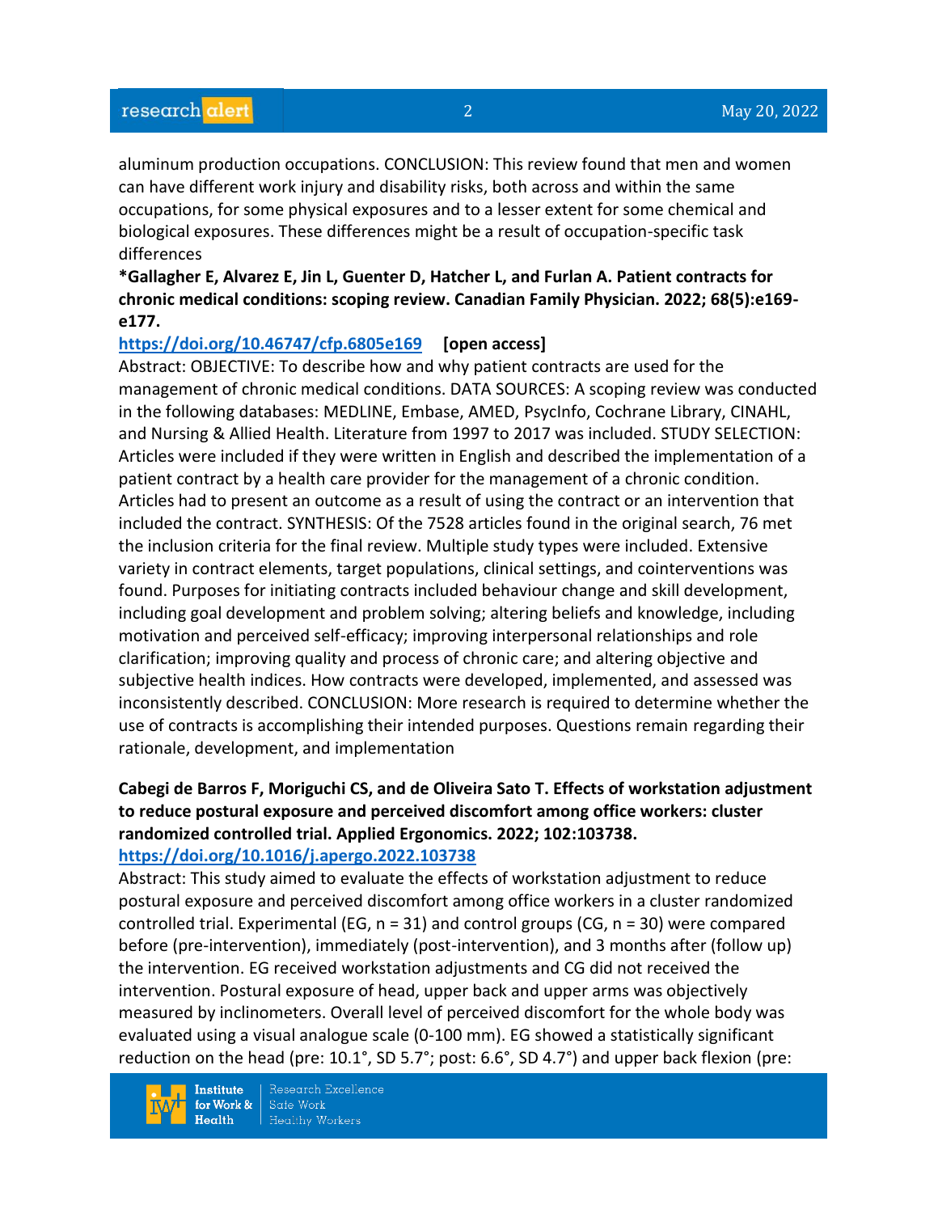aluminum production occupations. CONCLUSION: This review found that men and women can have different work injury and disability risks, both across and within the same occupations, for some physical exposures and to a lesser extent for some chemical and biological exposures. These differences might be a result of occupation-specific task differences

**\*Gallagher E, Alvarez E, Jin L, Guenter D, Hatcher L, and Furlan A. Patient contracts for chronic medical conditions: scoping review. Canadian Family Physician. 2022; 68(5):e169-e177.**

https://doi.org/10.46747/cfp.6805e169 **[open access]**

Abstract: OBJECTIVE: To describe how and why patient contracts are used for the management of chronic medical conditions. DATA SOURCES: A scoping review was conducted in the following databases: MEDLINE, Embase, AMED, PsycInfo, Cochrane Library, CINAHL, and Nursing & Allied Health. Literature from 1997 to 2017 was included. STUDY SELECTION: Articles were included if they were written in English and described the implementation of a patient contract by a health care provider for the management of a chronic condition. Articles had to present an outcome as a result of using the contract or an intervention that included the contract. SYNTHESIS: Of the 7528 articles found in the original search, 76 met the inclusion criteria for the final review. Multiple study types were included. Extensive variety in contract elements, target populations, clinical settings, and cointerventions was found. Purposes for initiating contracts included behaviour change and skill development, including goal development and problem solving; altering beliefs and knowledge, including motivation and perceived self-efficacy; improving interpersonal relationships and role clarification; improving quality and process of chronic care; and altering objective and subjective health indices. How contracts were developed, implemented, and assessed was inconsistently described. CONCLUSION: More research is required to determine whether the use of contracts is accomplishing their intended purposes. Questions remain regarding their rationale, development, and implementation

**Cabegi de Barros F, Moriguchi CS, and de Oliveira Sato T. Effects of workstation adjustment to reduce postural exposure and perceived discomfort among office workers: cluster randomized controlled trial. Applied Ergonomics. 2022; 102:103738.**

https://doi.org/10.1016/j.apergo.2022.103738

Abstract: This study aimed to evaluate the effects of workstation adjustment to reduce postural exposure and perceived discomfort among office workers in a cluster randomized controlled trial. Experimental (EG, n = 31) and control groups (CG, n = 30) were compared before (pre-intervention), immediately (post-intervention), and 3 months after (follow up) the intervention. EG received workstation adjustments and CG did not received the intervention. Postural exposure of head, upper back and upper arms was objectively measured by inclinometers. Overall level of perceived discomfort for the whole body was evaluated using a visual analogue scale (0-100 mm). EG showed a statistically significant reduction on the head (pre: 10.1°, SD 5.7°; post: 6.6°, SD 4.7°) and upper back flexion (pre: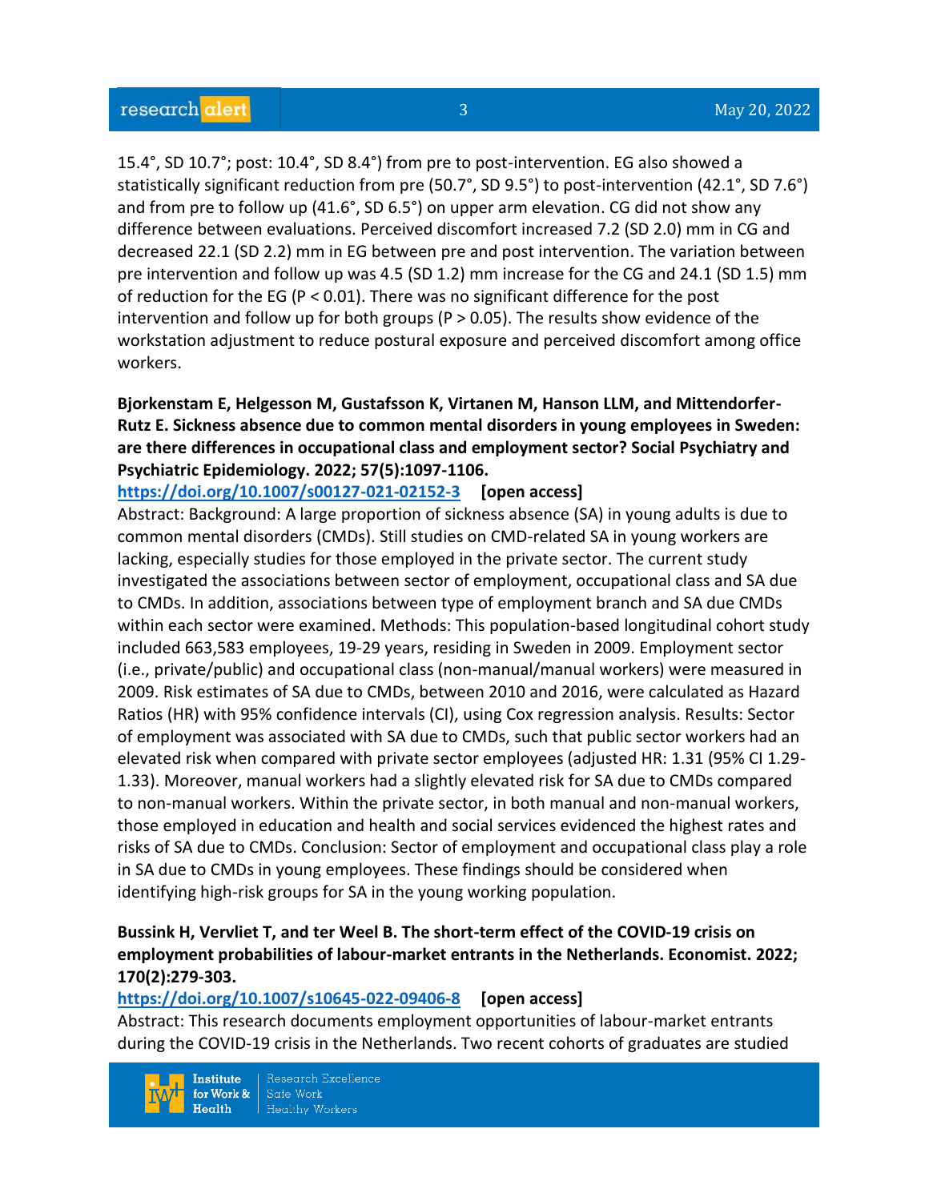15.4°, SD 10.7°; post: 10.4°, SD 8.4°) from pre to post-intervention. EG also showed a statistically significant reduction from pre (50.7°, SD 9.5°) to post-intervention (42.1°, SD 7.6°) and from pre to follow up (41.6°, SD 6.5°) on upper arm elevation. CG did not show any difference between evaluations. Perceived discomfort increased 7.2 (SD 2.0) mm in CG and decreased 22.1 (SD 2.2) mm in EG between pre and post intervention. The variation between pre intervention and follow up was 4.5 (SD 1.2) mm increase for the CG and 24.1 (SD 1.5) mm of reduction for the EG ($P < 0.01$). There was no significant difference for the post intervention and follow up for both groups ($P > 0.05$). The results show evidence of the workstation adjustment to reduce postural exposure and perceived discomfort among office workers.

**Bjorkenstam E, Helgesson M, Gustafsson K, Virtanen M, Hanson LLM, and Mittendorfer-Rutz E. Sickness absence due to common mental disorders in young employees in Sweden: are there differences in occupational class and employment sector? Social Psychiatry and Psychiatric Epidemiology. 2022; 57(5):1097-1106.**
https://doi.org/10.1007/s00127-021-02152-3 **[open access]**
Abstract: Background: A large proportion of sickness absence (SA) in young adults is due to common mental disorders (CMDs). Still studies on CMD-related SA in young workers are lacking, especially studies for those employed in the private sector. The current study investigated the associations between sector of employment, occupational class and SA due to CMDs. In addition, associations between type of employment branch and SA due CMDs within each sector were examined. Methods: This population-based longitudinal cohort study included 663,583 employees, 19-29 years, residing in Sweden in 2009. Employment sector (i.e., private/public) and occupational class (non-manual/manual workers) were measured in 2009. Risk estimates of SA due to CMDs, between 2010 and 2016, were calculated as Hazard Ratios (HR) with 95% confidence intervals (CI), using Cox regression analysis. Results: Sector of employment was associated with SA due to CMDs, such that public sector workers had an elevated risk when compared with private sector employees (adjusted HR: 1.31 (95% CI 1.29-1.33). Moreover, manual workers had a slightly elevated risk for SA due to CMDs compared to non-manual workers. Within the private sector, in both manual and non-manual workers, those employed in education and health and social services evidenced the highest rates and risks of SA due to CMDs. Conclusion: Sector of employment and occupational class play a role in SA due to CMDs in young employees. These findings should be considered when identifying high-risk groups for SA in the young working population.

**Bussink H, Vervliet T, and ter Weel B. The short-term effect of the COVID-19 crisis on employment probabilities of labour-market entrants in the Netherlands. Economist. 2022; 170(2):279-303.**
https://doi.org/10.1007/s10645-022-09406-8 **[open access]**
Abstract: This research documents employment opportunities of labour-market entrants during the COVID-19 crisis in the Netherlands. Two recent cohorts of graduates are studied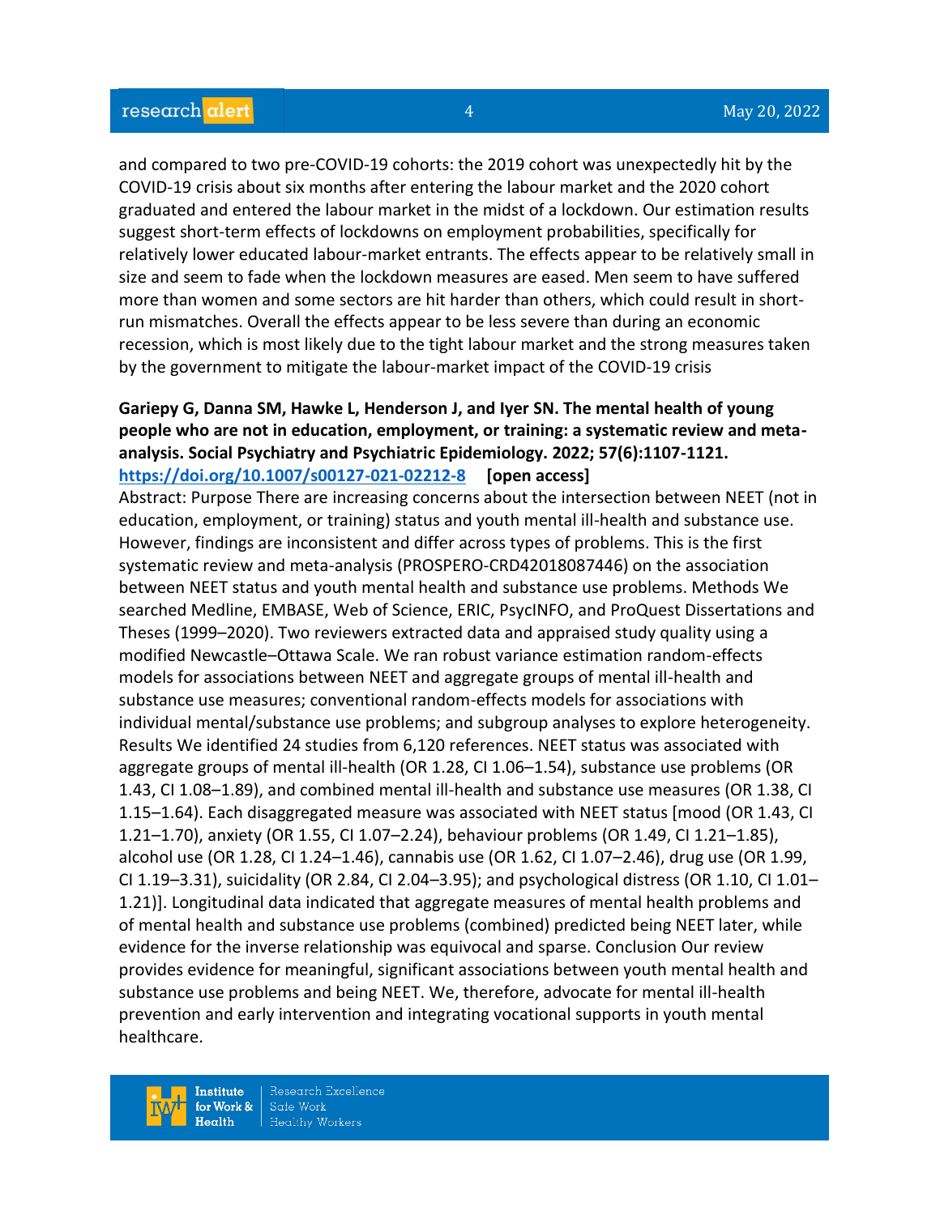and compared to two pre-COVID-19 cohorts: the 2019 cohort was unexpectedly hit by the COVID-19 crisis about six months after entering the labour market and the 2020 cohort graduated and entered the labour market in the midst of a lockdown. Our estimation results suggest short-term effects of lockdowns on employment probabilities, specifically for relatively lower educated labour-market entrants. The effects appear to be relatively small in size and seem to fade when the lockdown measures are eased. Men seem to have suffered more than women and some sectors are hit harder than others, which could result in short-run mismatches. Overall the effects appear to be less severe than during an economic recession, which is most likely due to the tight labour market and the strong measures taken by the government to mitigate the labour-market impact of the COVID-19 crisis

**Gariepy G, Danna SM, Hawke L, Henderson J, and Iyer SN. The mental health of young people who are not in education, employment, or training: a systematic review and meta-analysis. Social Psychiatry and Psychiatric Epidemiology. 2022; 57(6):1107-1121.**
**https://doi.org/10.1007/s00127-021-02212-8** **[open access]**

Abstract: Purpose There are increasing concerns about the intersection between NEET (not in education, employment, or training) status and youth mental ill-health and substance use. However, findings are inconsistent and differ across types of problems. This is the first systematic review and meta-analysis (PROSPERO-CRD42018087446) on the association between NEET status and youth mental health and substance use problems. Methods We searched Medline, EMBASE, Web of Science, ERIC, PsycINFO, and ProQuest Dissertations and Theses (1999–2020). Two reviewers extracted data and appraised study quality using a modified Newcastle–Ottawa Scale. We ran robust variance estimation random-effects models for associations between NEET and aggregate groups of mental ill-health and substance use measures; conventional random-effects models for associations with individual mental/substance use problems; and subgroup analyses to explore heterogeneity. Results We identified 24 studies from 6,120 references. NEET status was associated with aggregate groups of mental ill-health (OR 1.28, CI 1.06–1.54), substance use problems (OR 1.43, CI 1.08–1.89), and combined mental ill-health and substance use measures (OR 1.38, CI 1.15–1.64). Each disaggregated measure was associated with NEET status [mood (OR 1.43, CI 1.21–1.70), anxiety (OR 1.55, CI 1.07–2.24), behaviour problems (OR 1.49, CI 1.21–1.85), alcohol use (OR 1.28, CI 1.24–1.46), cannabis use (OR 1.62, CI 1.07–2.46), drug use (OR 1.99, CI 1.19–3.31), suicidality (OR 2.84, CI 2.04–3.95); and psychological distress (OR 1.10, CI 1.01–1.21)]. Longitudinal data indicated that aggregate measures of mental health problems and of mental health and substance use problems (combined) predicted being NEET later, while evidence for the inverse relationship was equivocal and sparse. Conclusion Our review provides evidence for meaningful, significant associations between youth mental health and substance use problems and being NEET. We, therefore, advocate for mental ill-health prevention and early intervention and integrating vocational supports in youth mental healthcare.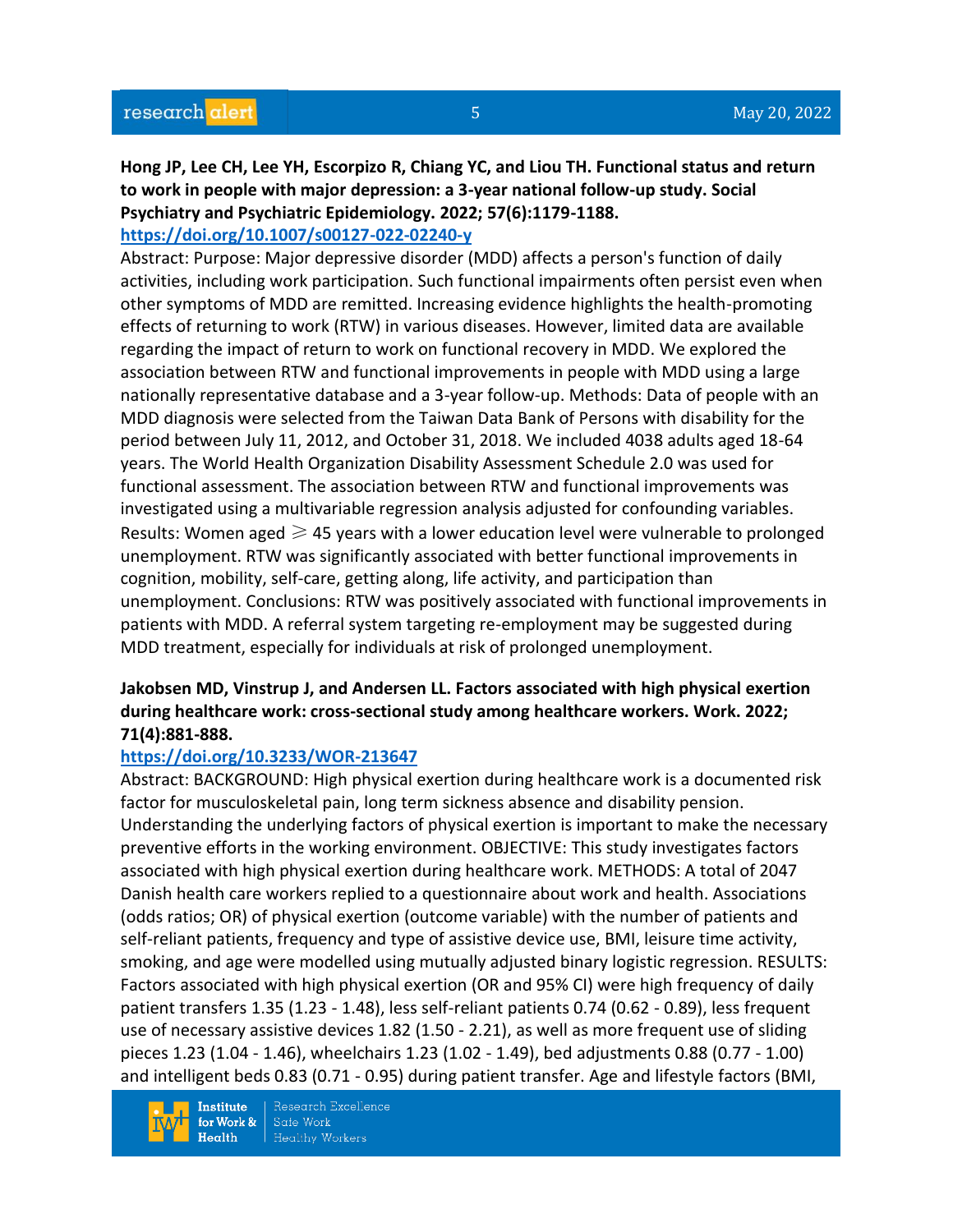**Hong JP, Lee CH, Lee YH, Escorpizo R, Chiang YC, and Liou TH. Functional status and return to work in people with major depression: a 3-year national follow-up study. Social Psychiatry and Psychiatric Epidemiology. 2022; 57(6):1179-1188.**
**https://doi.org/10.1007/s00127-022-02240-y**

Abstract: Purpose: Major depressive disorder (MDD) affects a person's function of daily activities, including work participation. Such functional impairments often persist even when other symptoms of MDD are remitted. Increasing evidence highlights the health-promoting effects of returning to work (RTW) in various diseases. However, limited data are available regarding the impact of return to work on functional recovery in MDD. We explored the association between RTW and functional improvements in people with MDD using a large nationally representative database and a 3-year follow-up. Methods: Data of people with an MDD diagnosis were selected from the Taiwan Data Bank of Persons with disability for the period between July 11, 2012, and October 31, 2018. We included 4038 adults aged 18-64 years. The World Health Organization Disability Assessment Schedule 2.0 was used for functional assessment. The association between RTW and functional improvements was investigated using a multivariable regression analysis adjusted for confounding variables. Results: Women aged ⩾ 45 years with a lower education level were vulnerable to prolonged unemployment. RTW was significantly associated with better functional improvements in cognition, mobility, self-care, getting along, life activity, and participation than unemployment. Conclusions: RTW was positively associated with functional improvements in patients with MDD. A referral system targeting re-employment may be suggested during MDD treatment, especially for individuals at risk of prolonged unemployment.

**Jakobsen MD, Vinstrup J, and Andersen LL. Factors associated with high physical exertion during healthcare work: cross-sectional study among healthcare workers. Work. 2022; 71(4):881-888.**
**https://doi.org/10.3233/WOR-213647**

Abstract: BACKGROUND: High physical exertion during healthcare work is a documented risk factor for musculoskeletal pain, long term sickness absence and disability pension. Understanding the underlying factors of physical exertion is important to make the necessary preventive efforts in the working environment. OBJECTIVE: This study investigates factors associated with high physical exertion during healthcare work. METHODS: A total of 2047 Danish health care workers replied to a questionnaire about work and health. Associations (odds ratios; OR) of physical exertion (outcome variable) with the number of patients and self-reliant patients, frequency and type of assistive device use, BMI, leisure time activity, smoking, and age were modelled using mutually adjusted binary logistic regression. RESULTS: Factors associated with high physical exertion (OR and 95% CI) were high frequency of daily patient transfers 1.35 (1.23 - 1.48), less self-reliant patients 0.74 (0.62 - 0.89), less frequent use of necessary assistive devices 1.82 (1.50 - 2.21), as well as more frequent use of sliding pieces 1.23 (1.04 - 1.46), wheelchairs 1.23 (1.02 - 1.49), bed adjustments 0.88 (0.77 - 1.00) and intelligent beds 0.83 (0.71 - 0.95) during patient transfer. Age and lifestyle factors (BMI,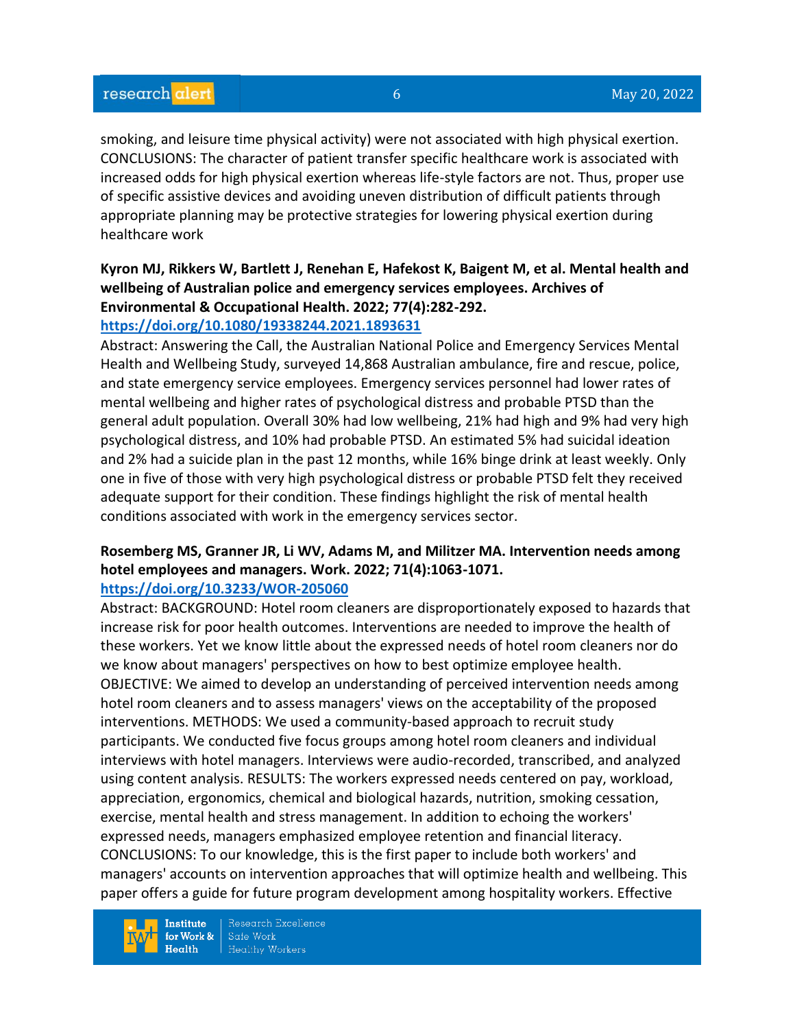smoking, and leisure time physical activity) were not associated with high physical exertion. CONCLUSIONS: The character of patient transfer specific healthcare work is associated with increased odds for high physical exertion whereas life-style factors are not. Thus, proper use of specific assistive devices and avoiding uneven distribution of difficult patients through appropriate planning may be protective strategies for lowering physical exertion during healthcare work

**Kyron MJ, Rikkers W, Bartlett J, Renehan E, Hafekost K, Baigent M, et al. Mental health and wellbeing of Australian police and emergency services employees. Archives of Environmental & Occupational Health. 2022; 77(4):282-292.**
**https://doi.org/10.1080/19338244.2021.1893631**

Abstract: Answering the Call, the Australian National Police and Emergency Services Mental Health and Wellbeing Study, surveyed 14,868 Australian ambulance, fire and rescue, police, and state emergency service employees. Emergency services personnel had lower rates of mental wellbeing and higher rates of psychological distress and probable PTSD than the general adult population. Overall 30% had low wellbeing, 21% had high and 9% had very high psychological distress, and 10% had probable PTSD. An estimated 5% had suicidal ideation and 2% had a suicide plan in the past 12 months, while 16% binge drink at least weekly. Only one in five of those with very high psychological distress or probable PTSD felt they received adequate support for their condition. These findings highlight the risk of mental health conditions associated with work in the emergency services sector.

**Rosemberg MS, Granner JR, Li WV, Adams M, and Militzer MA. Intervention needs among hotel employees and managers. Work. 2022; 71(4):1063-1071.**
**https://doi.org/10.3233/WOR-205060**

Abstract: BACKGROUND: Hotel room cleaners are disproportionately exposed to hazards that increase risk for poor health outcomes. Interventions are needed to improve the health of these workers. Yet we know little about the expressed needs of hotel room cleaners nor do we know about managers' perspectives on how to best optimize employee health. OBJECTIVE: We aimed to develop an understanding of perceived intervention needs among hotel room cleaners and to assess managers' views on the acceptability of the proposed interventions. METHODS: We used a community-based approach to recruit study participants. We conducted five focus groups among hotel room cleaners and individual interviews with hotel managers. Interviews were audio-recorded, transcribed, and analyzed using content analysis. RESULTS: The workers expressed needs centered on pay, workload, appreciation, ergonomics, chemical and biological hazards, nutrition, smoking cessation, exercise, mental health and stress management. In addition to echoing the workers' expressed needs, managers emphasized employee retention and financial literacy. CONCLUSIONS: To our knowledge, this is the first paper to include both workers' and managers' accounts on intervention approaches that will optimize health and wellbeing. This paper offers a guide for future program development among hospitality workers. Effective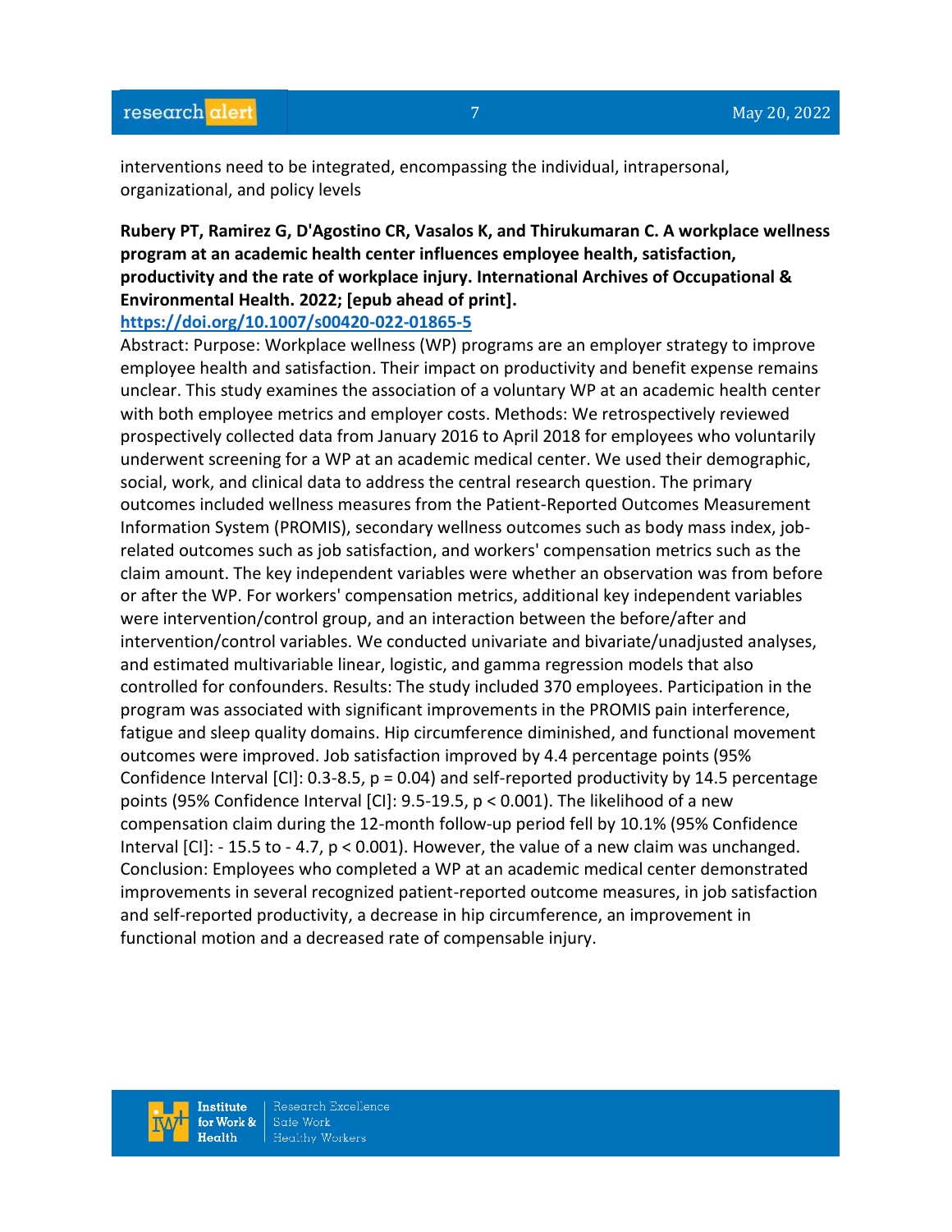interventions need to be integrated, encompassing the individual, intrapersonal, organizational, and policy levels

**Rubery PT, Ramirez G, D'Agostino CR, Vasalos K, and Thirukumaran C. A workplace wellness program at an academic health center influences employee health, satisfaction, productivity and the rate of workplace injury. International Archives of Occupational & Environmental Health. 2022; [epub ahead of print].**
https://doi.org/10.1007/s00420-022-01865-5

Abstract: Purpose: Workplace wellness (WP) programs are an employer strategy to improve employee health and satisfaction. Their impact on productivity and benefit expense remains unclear. This study examines the association of a voluntary WP at an academic health center with both employee metrics and employer costs. Methods: We retrospectively reviewed prospectively collected data from January 2016 to April 2018 for employees who voluntarily underwent screening for a WP at an academic medical center. We used their demographic, social, work, and clinical data to address the central research question. The primary outcomes included wellness measures from the Patient-Reported Outcomes Measurement Information System (PROMIS), secondary wellness outcomes such as body mass index, job-related outcomes such as job satisfaction, and workers' compensation metrics such as the claim amount. The key independent variables were whether an observation was from before or after the WP. For workers' compensation metrics, additional key independent variables were intervention/control group, and an interaction between the before/after and intervention/control variables. We conducted univariate and bivariate/unadjusted analyses, and estimated multivariable linear, logistic, and gamma regression models that also controlled for confounders. Results: The study included 370 employees. Participation in the program was associated with significant improvements in the PROMIS pain interference, fatigue and sleep quality domains. Hip circumference diminished, and functional movement outcomes were improved. Job satisfaction improved by 4.4 percentage points (95% Confidence Interval [CI]: 0.3-8.5, $p = 0.04$) and self-reported productivity by 14.5 percentage points (95% Confidence Interval [CI]: 9.5-19.5, $p < 0.001$). The likelihood of a new compensation claim during the 12-month follow-up period fell by 10.1% (95% Confidence Interval [CI]: - 15.5 to - 4.7, $p < 0.001$). However, the value of a new claim was unchanged. Conclusion: Employees who completed a WP at an academic medical center demonstrated improvements in several recognized patient-reported outcome measures, in job satisfaction and self-reported productivity, a decrease in hip circumference, an improvement in functional motion and a decreased rate of compensable injury.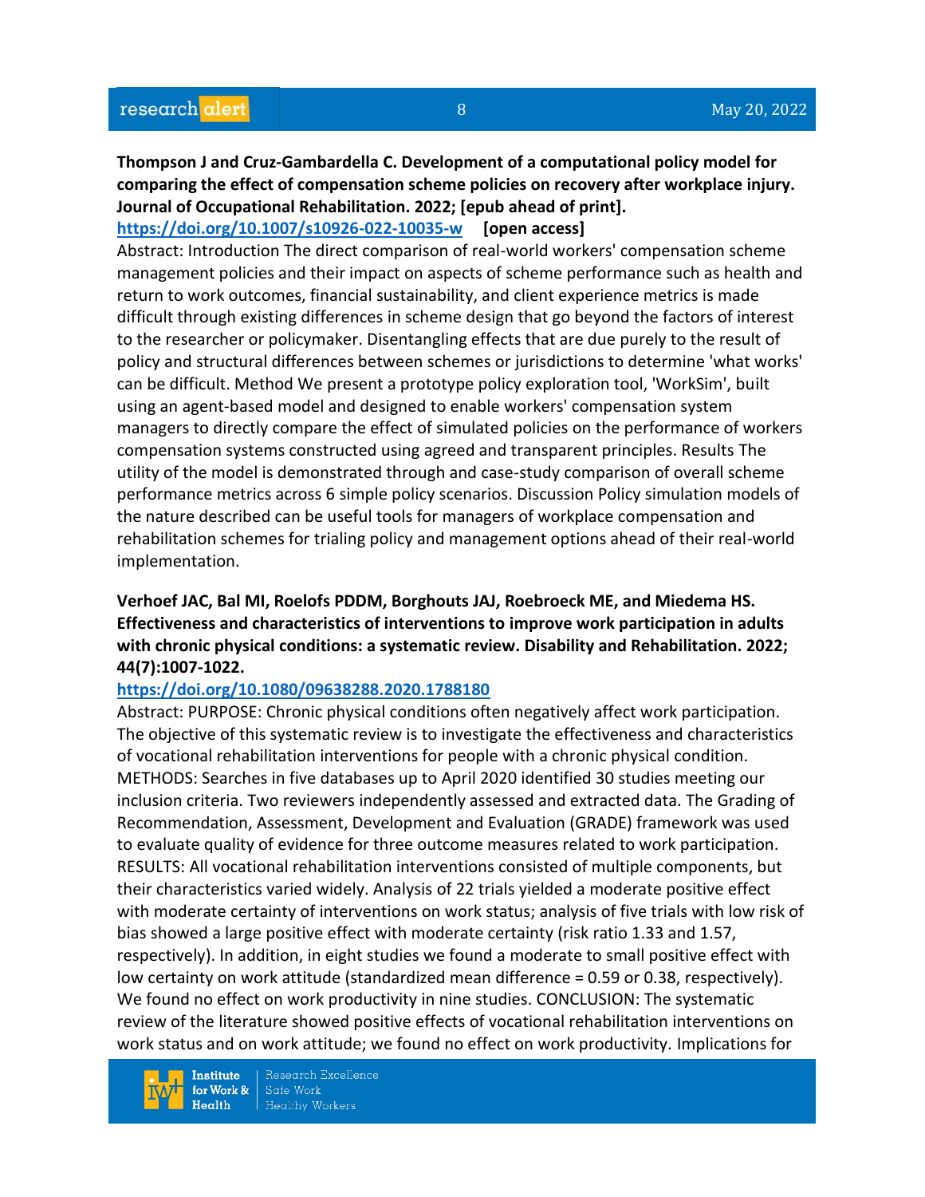**Thompson J and Cruz-Gambardella C. Development of a computational policy model for comparing the effect of compensation scheme policies on recovery after workplace injury. Journal of Occupational Rehabilitation. 2022; [epub ahead of print].**
**https://doi.org/10.1007/s10926-022-10035-w** **[open access]**
Abstract: Introduction The direct comparison of real-world workers' compensation scheme management policies and their impact on aspects of scheme performance such as health and return to work outcomes, financial sustainability, and client experience metrics is made difficult through existing differences in scheme design that go beyond the factors of interest to the researcher or policymaker. Disentangling effects that are due purely to the result of policy and structural differences between schemes or jurisdictions to determine 'what works' can be difficult. Method We present a prototype policy exploration tool, 'WorkSim', built using an agent-based model and designed to enable workers' compensation system managers to directly compare the effect of simulated policies on the performance of workers compensation systems constructed using agreed and transparent principles. Results The utility of the model is demonstrated through and case-study comparison of overall scheme performance metrics across 6 simple policy scenarios. Discussion Policy simulation models of the nature described can be useful tools for managers of workplace compensation and rehabilitation schemes for trialing policy and management options ahead of their real-world implementation.

**Verhoef JAC, Bal MI, Roelofs PDDM, Borghouts JAJ, Roebroeck ME, and Miedema HS. Effectiveness and characteristics of interventions to improve work participation in adults with chronic physical conditions: a systematic review. Disability and Rehabilitation. 2022; 44(7):1007-1022.**
**https://doi.org/10.1080/09638288.2020.1788180**
Abstract: PURPOSE: Chronic physical conditions often negatively affect work participation. The objective of this systematic review is to investigate the effectiveness and characteristics of vocational rehabilitation interventions for people with a chronic physical condition. METHODS: Searches in five databases up to April 2020 identified 30 studies meeting our inclusion criteria. Two reviewers independently assessed and extracted data. The Grading of Recommendation, Assessment, Development and Evaluation (GRADE) framework was used to evaluate quality of evidence for three outcome measures related to work participation. RESULTS: All vocational rehabilitation interventions consisted of multiple components, but their characteristics varied widely. Analysis of 22 trials yielded a moderate positive effect with moderate certainty of interventions on work status; analysis of five trials with low risk of bias showed a large positive effect with moderate certainty (risk ratio 1.33 and 1.57, respectively). In addition, in eight studies we found a moderate to small positive effect with low certainty on work attitude (standardized mean difference = 0.59 or 0.38, respectively). We found no effect on work productivity in nine studies. CONCLUSION: The systematic review of the literature showed positive effects of vocational rehabilitation interventions on work status and on work attitude; we found no effect on work productivity. Implications for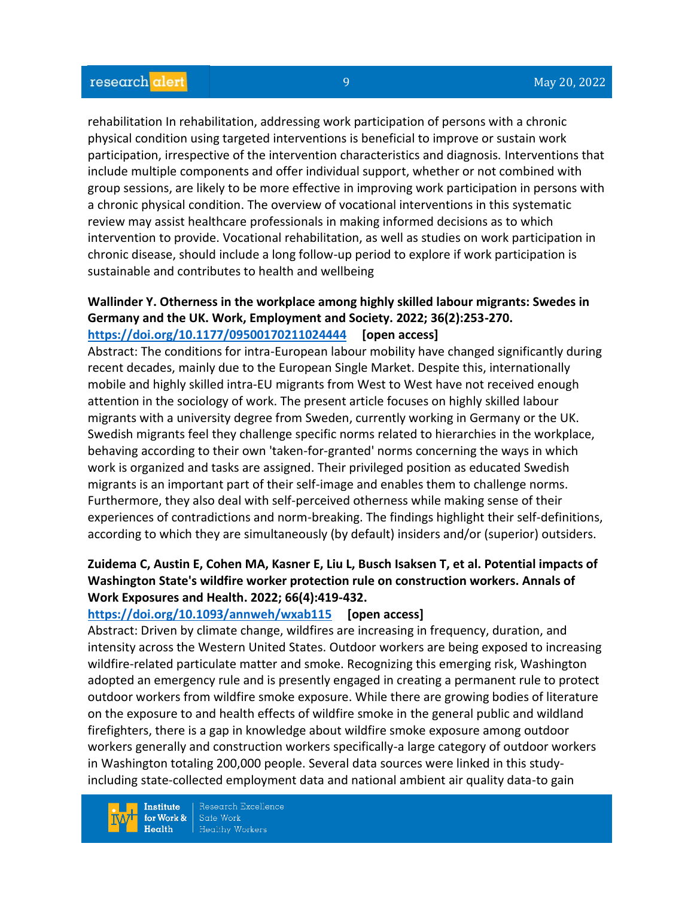rehabilitation In rehabilitation, addressing work participation of persons with a chronic physical condition using targeted interventions is beneficial to improve or sustain work participation, irrespective of the intervention characteristics and diagnosis. Interventions that include multiple components and offer individual support, whether or not combined with group sessions, are likely to be more effective in improving work participation in persons with a chronic physical condition. The overview of vocational interventions in this systematic review may assist healthcare professionals in making informed decisions as to which intervention to provide. Vocational rehabilitation, as well as studies on work participation in chronic disease, should include a long follow-up period to explore if work participation is sustainable and contributes to health and wellbeing

**Wallinder Y. Otherness in the workplace among highly skilled labour migrants: Swedes in Germany and the UK. Work, Employment and Society. 2022; 36(2):253-270.**
**https://doi.org/10.1177/09500170211024444 [open access]**
Abstract: The conditions for intra-European labour mobility have changed significantly during recent decades, mainly due to the European Single Market. Despite this, internationally mobile and highly skilled intra-EU migrants from West to West have not received enough attention in the sociology of work. The present article focuses on highly skilled labour migrants with a university degree from Sweden, currently working in Germany or the UK. Swedish migrants feel they challenge specific norms related to hierarchies in the workplace, behaving according to their own 'taken-for-granted' norms concerning the ways in which work is organized and tasks are assigned. Their privileged position as educated Swedish migrants is an important part of their self-image and enables them to challenge norms. Furthermore, they also deal with self-perceived otherness while making sense of their experiences of contradictions and norm-breaking. The findings highlight their self-definitions, according to which they are simultaneously (by default) insiders and/or (superior) outsiders.

**Zuidema C, Austin E, Cohen MA, Kasner E, Liu L, Busch Isaksen T, et al. Potential impacts of Washington State's wildfire worker protection rule on construction workers. Annals of Work Exposures and Health. 2022; 66(4):419-432.**
**https://doi.org/10.1093/annweh/wxab115 [open access]**
Abstract: Driven by climate change, wildfires are increasing in frequency, duration, and intensity across the Western United States. Outdoor workers are being exposed to increasing wildfire-related particulate matter and smoke. Recognizing this emerging risk, Washington adopted an emergency rule and is presently engaged in creating a permanent rule to protect outdoor workers from wildfire smoke exposure. While there are growing bodies of literature on the exposure to and health effects of wildfire smoke in the general public and wildland firefighters, there is a gap in knowledge about wildfire smoke exposure among outdoor workers generally and construction workers specifically-a large category of outdoor workers in Washington totaling 200,000 people. Several data sources were linked in this study-including state-collected employment data and national ambient air quality data-to gain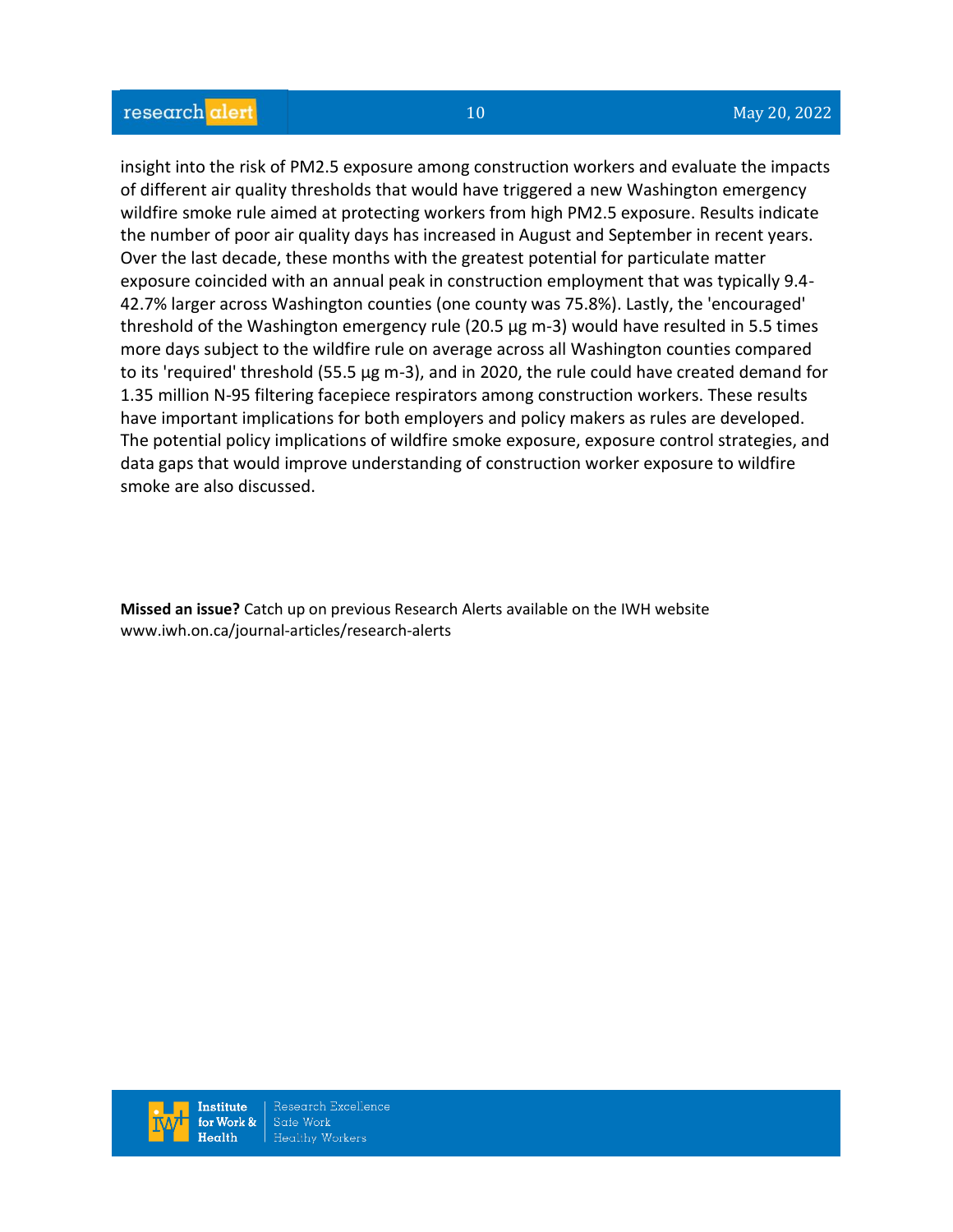insight into the risk of PM2.5 exposure among construction workers and evaluate the impacts of different air quality thresholds that would have triggered a new Washington emergency wildfire smoke rule aimed at protecting workers from high PM2.5 exposure. Results indicate the number of poor air quality days has increased in August and September in recent years. Over the last decade, these months with the greatest potential for particulate matter exposure coincided with an annual peak in construction employment that was typically 9.4-42.7% larger across Washington counties (one county was 75.8%). Lastly, the 'encouraged' threshold of the Washington emergency rule (20.5 µg m-3) would have resulted in 5.5 times more days subject to the wildfire rule on average across all Washington counties compared to its 'required' threshold (55.5 µg m-3), and in 2020, the rule could have created demand for 1.35 million N-95 filtering facepiece respirators among construction workers. These results have important implications for both employers and policy makers as rules are developed. The potential policy implications of wildfire smoke exposure, exposure control strategies, and data gaps that would improve understanding of construction worker exposure to wildfire smoke are also discussed.

**Missed an issue?** Catch up on previous Research Alerts available on the IWH website www.iwh.on.ca/journal-articles/research-alerts